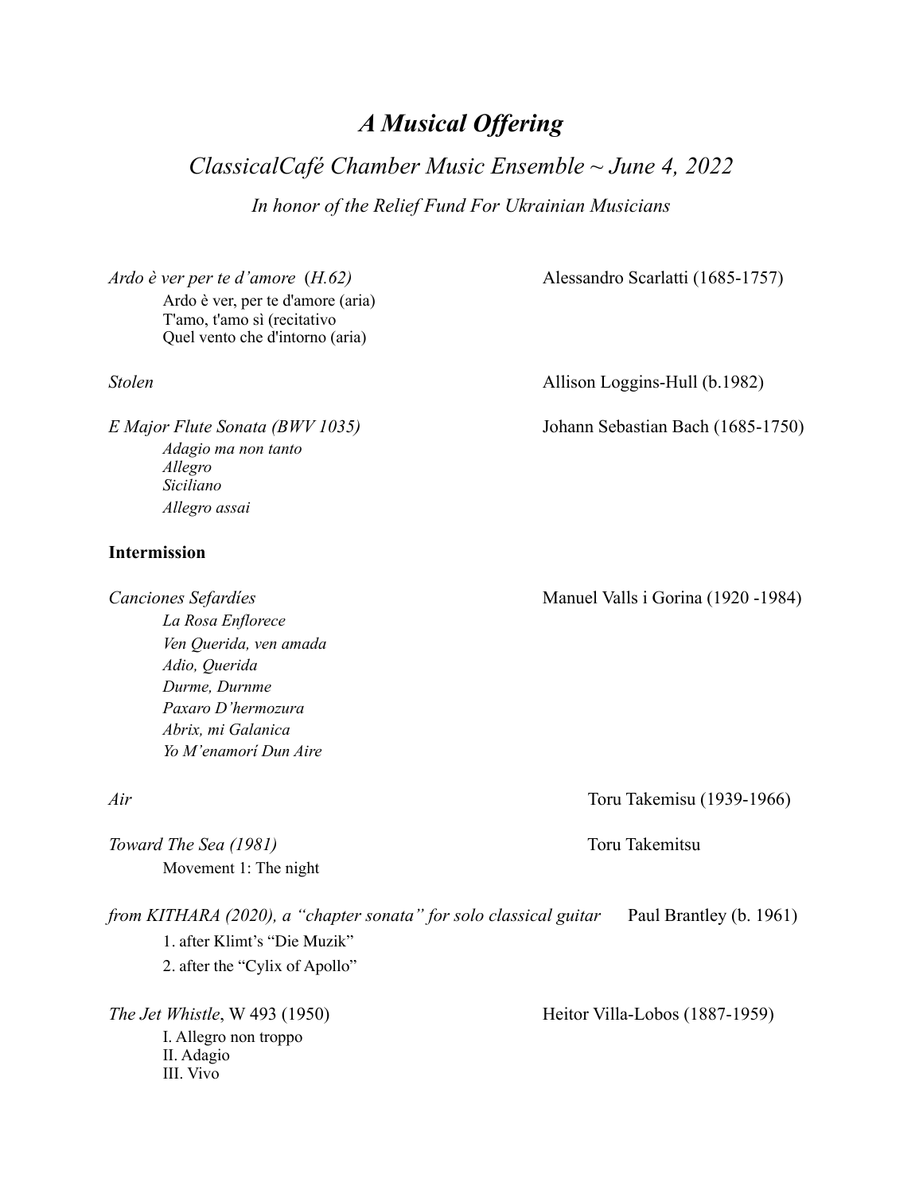# *A Musical Offering*

## *ClassicalCafé Chamber Music Ensemble ~ June 4, 2022*

*In honor of the Relief Fund For Ukrainian Musicians*

*Ardo è ver per te d'amore* (*H.62*) — Alessandro Scarlatti (1685-1757)

- Ardo è ver, per te d'amore (aria)
- T'amo, t'amo sì (recitativo
- Quel vento che d'intorno (aria)

*Stolen* — Allison Loggins-Hull (b.1982)

*E Major Flute Sonata (BWV 1035)* — Johann Sebastian Bach (1685-1750)

- *Adagio ma non tanto*
- *Allegro*
- *Siciliano*
- *Allegro assai*

**Intermission**

*Canciones Sefardíes* — Manuel Valls i Gorina (1920 -1984)

- *La Rosa Enflorece*
- *Ven Querida, ven amada*
- *Adio, Querida*
- *Durme, Durnme*
- *Paxaro D'hermozura*
- *Abrix, mi Galanica*
- *Yo M'enamorí Dun Aire*

*Air* — Toru Takemisu (1939-1966)

*Toward The Sea (1981)* — Toru Takemitsu

- Movement 1: The night

*from KITHARA (2020), a "chapter sonata" for solo classical guitar* — Paul Brantley (b. 1961)

1. after Klimt's "Die Muzik"
2. after the "Cylix of Apollo"

*The Jet Whistle*, W 493 (1950) — Heitor Villa-Lobos (1887-1959)

- I. Allegro non troppo
- II. Adagio
- III. Vivo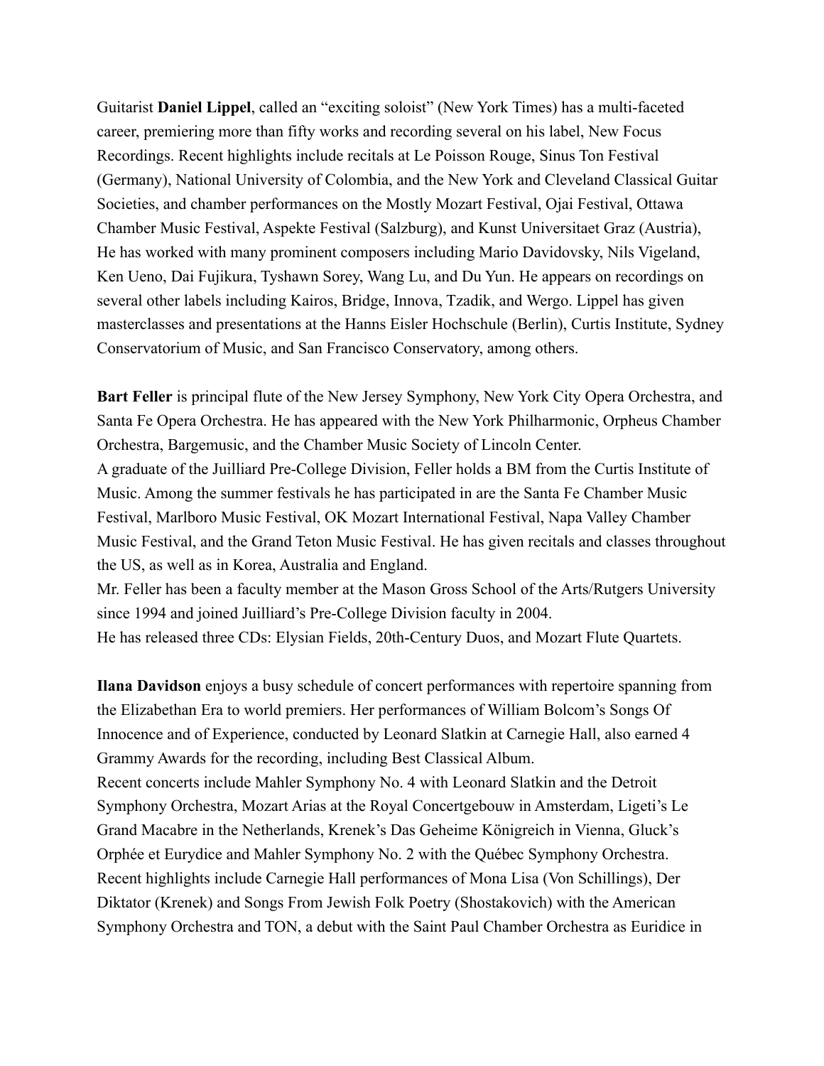Guitarist **Daniel Lippel**, called an "exciting soloist" (New York Times) has a multi-faceted career, premiering more than fifty works and recording several on his label, New Focus Recordings. Recent highlights include recitals at Le Poisson Rouge, Sinus Ton Festival (Germany), National University of Colombia, and the New York and Cleveland Classical Guitar Societies, and chamber performances on the Mostly Mozart Festival, Ojai Festival, Ottawa Chamber Music Festival, Aspekte Festival (Salzburg), and Kunst Universitaet Graz (Austria), He has worked with many prominent composers including Mario Davidovsky, Nils Vigeland, Ken Ueno, Dai Fujikura, Tyshawn Sorey, Wang Lu, and Du Yun. He appears on recordings on several other labels including Kairos, Bridge, Innova, Tzadik, and Wergo. Lippel has given masterclasses and presentations at the Hanns Eisler Hochschule (Berlin), Curtis Institute, Sydney Conservatorium of Music, and San Francisco Conservatory, among others.

**Bart Feller** is principal flute of the New Jersey Symphony, New York City Opera Orchestra, and Santa Fe Opera Orchestra. He has appeared with the New York Philharmonic, Orpheus Chamber Orchestra, Bargemusic, and the Chamber Music Society of Lincoln Center.
A graduate of the Juilliard Pre-College Division, Feller holds a BM from the Curtis Institute of Music. Among the summer festivals he has participated in are the Santa Fe Chamber Music Festival, Marlboro Music Festival, OK Mozart International Festival, Napa Valley Chamber Music Festival, and the Grand Teton Music Festival. He has given recitals and classes throughout the US, as well as in Korea, Australia and England.
Mr. Feller has been a faculty member at the Mason Gross School of the Arts/Rutgers University since 1994 and joined Juilliard's Pre-College Division faculty in 2004.
He has released three CDs: Elysian Fields, 20th-Century Duos, and Mozart Flute Quartets.

**Ilana Davidson** enjoys a busy schedule of concert performances with repertoire spanning from the Elizabethan Era to world premiers. Her performances of William Bolcom's Songs Of Innocence and of Experience, conducted by Leonard Slatkin at Carnegie Hall, also earned 4 Grammy Awards for the recording, including Best Classical Album.
Recent concerts include Mahler Symphony No. 4 with Leonard Slatkin and the Detroit Symphony Orchestra, Mozart Arias at the Royal Concertgebouw in Amsterdam, Ligeti's Le Grand Macabre in the Netherlands, Krenek's Das Geheime Königreich in Vienna, Gluck's Orphée et Eurydice and Mahler Symphony No. 2 with the Québec Symphony Orchestra. Recent highlights include Carnegie Hall performances of Mona Lisa (Von Schillings), Der Diktator (Krenek) and Songs From Jewish Folk Poetry (Shostakovich) with the American Symphony Orchestra and TON, a debut with the Saint Paul Chamber Orchestra as Euridice in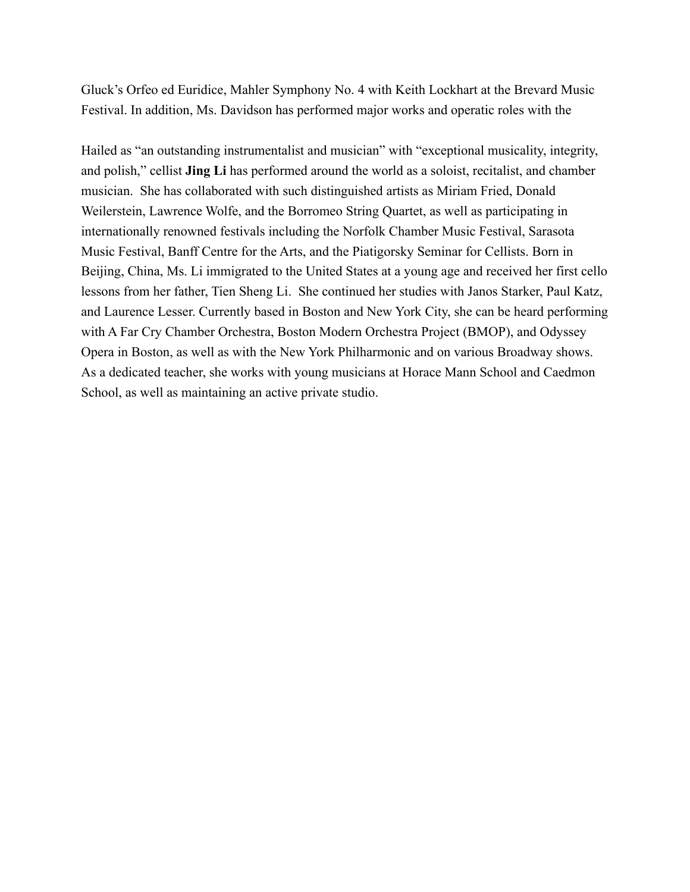Gluck's Orfeo ed Euridice, Mahler Symphony No. 4 with Keith Lockhart at the Brevard Music Festival. In addition, Ms. Davidson has performed major works and operatic roles with the

Hailed as "an outstanding instrumentalist and musician" with "exceptional musicality, integrity, and polish," cellist **Jing Li** has performed around the world as a soloist, recitalist, and chamber musician. She has collaborated with such distinguished artists as Miriam Fried, Donald Weilerstein, Lawrence Wolfe, and the Borromeo String Quartet, as well as participating in internationally renowned festivals including the Norfolk Chamber Music Festival, Sarasota Music Festival, Banff Centre for the Arts, and the Piatigorsky Seminar for Cellists. Born in Beijing, China, Ms. Li immigrated to the United States at a young age and received her first cello lessons from her father, Tien Sheng Li. She continued her studies with Janos Starker, Paul Katz, and Laurence Lesser. Currently based in Boston and New York City, she can be heard performing with A Far Cry Chamber Orchestra, Boston Modern Orchestra Project (BMOP), and Odyssey Opera in Boston, as well as with the New York Philharmonic and on various Broadway shows. As a dedicated teacher, she works with young musicians at Horace Mann School and Caedmon School, as well as maintaining an active private studio.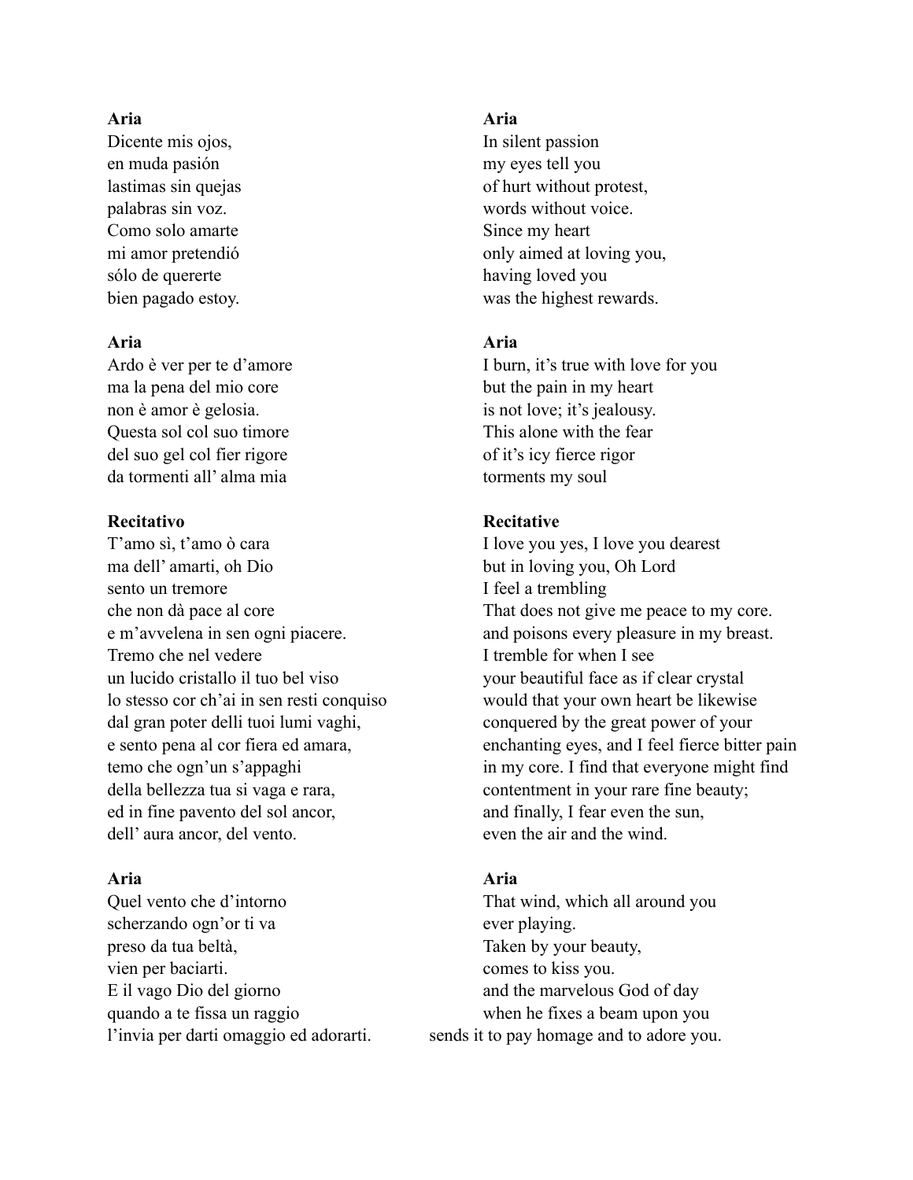**Aria**

Dicente mis ojos,
en muda pasión
lastimas sin quejas
palabras sin voz.
Como solo amarte
mi amor pretendió
sólo de quererte
bien pagado estoy.

**Aria**

In silent passion
my eyes tell you
of hurt without protest,
words without voice.
Since my heart
only aimed at loving you,
having loved you
was the highest rewards.

**Aria**

Ardo è ver per te d'amore
ma la pena del mio core
non è amor è gelosia.
Questa sol col suo timore
del suo gel col fier rigore
da tormenti all' alma mia

**Aria**

I burn, it's true with love for you
but the pain in my heart
is not love; it's jealousy.
This alone with the fear
of it's icy fierce rigor
torments my soul

**Recitativo**

T'amo sì, t'amo ò cara
ma dell' amarti, oh Dio
sento un tremore
che non dà pace al core
e m'avvelena in sen ogni piacere.
Tremo che nel vedere
un lucido cristallo il tuo bel viso
lo stesso cor ch'ai in sen resti conquiso
dal gran poter delli tuoi lumi vaghi,
e sento pena al cor fiera ed amara,
temo che ogn'un s'appaghi
della bellezza tua si vaga e rara,
ed in fine pavento del sol ancor,
dell' aura ancor, del vento.

**Recitative**

I love you yes, I love you dearest
but in loving you, Oh Lord
I feel a trembling
That does not give me peace to my core.
and poisons every pleasure in my breast.
I tremble for when I see
your beautiful face as if clear crystal
would that your own heart be likewise
conquered by the great power of your
enchanting eyes, and I feel fierce bitter pain
in my core. I find that everyone might find
contentment in your rare fine beauty;
and finally, I fear even the sun,
even the air and the wind.

**Aria**

Quel vento che d'intorno
scherzando ogn'or ti va
preso da tua beltà,
vien per baciarti.
E il vago Dio del giorno
quando a te fissa un raggio
l'invia per darti omaggio ed adorarti.

**Aria**

That wind, which all around you
ever playing.
Taken by your beauty,
comes to kiss you.
and the marvelous God of day
when he fixes a beam upon you
sends it to pay homage and to adore you.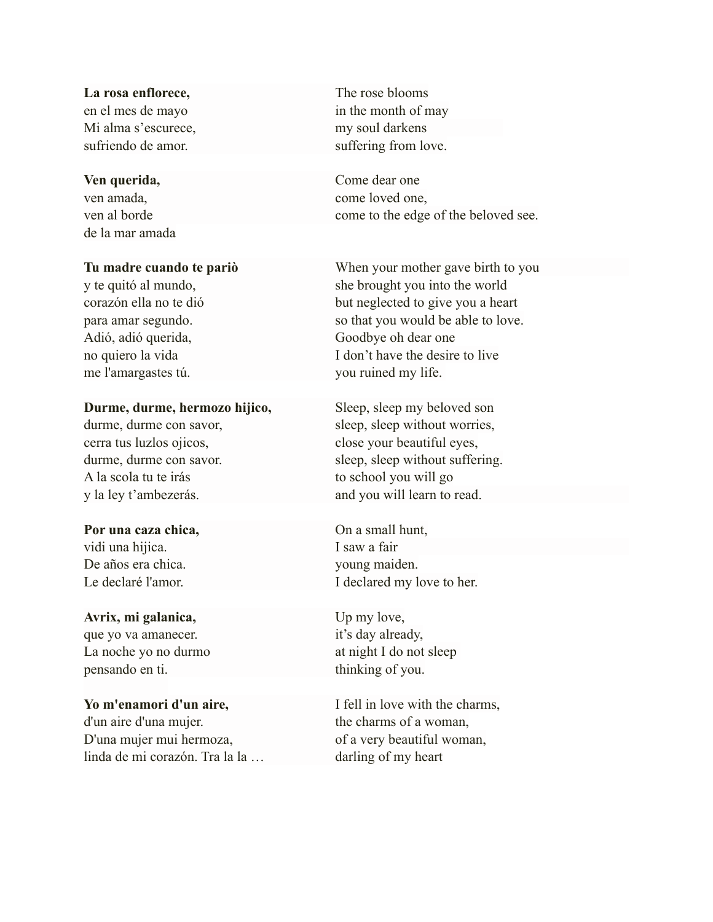**La rosa enflorece,**
en el mes de mayo
Mi alma s'escurece,
sufriendo de amor.

The rose blooms
in the month of may
my soul darkens
suffering from love.

**Ven querida,**
ven amada,
ven al borde
de la mar amada

Come dear one
come loved one,
come to the edge of the beloved see.

**Tu madre cuando te pariò**
y te quitó al mundo,
corazón ella no te dió
para amar segundo.
Adió, adió querida,
no quiero la vida
me l'amargastes tú.

When your mother gave birth to you
she brought you into the world
but neglected to give you a heart
so that you would be able to love.
Goodbye oh dear one
I don't have the desire to live
you ruined my life.

**Durme, durme, hermozo hijico,**
durme, durme con savor,
cerra tus luzlos ojicos,
durme, durme con savor.
A la scola tu te irás
y la ley t'ambezerás.

Sleep, sleep my beloved son
sleep, sleep without worries,
close your beautiful eyes,
sleep, sleep without suffering.
to school you will go
and you will learn to read.

**Por una caza chica,**
vidi una hijica.
De años era chica.
Le declaré l'amor.

On a small hunt,
I saw a fair
young maiden.
I declared my love to her.

**Avrix, mi galanica,**
que yo va amanecer.
La noche yo no durmo
pensando en ti.

Up my love,
it's day already,
at night I do not sleep
thinking of you.

**Yo m'enamori d'un aire,**
d'un aire d'una mujer.
D'una mujer mui hermoza,
linda de mi corazón. Tra la la …

I fell in love with the charms,
the charms of a woman,
of a very beautiful woman,
darling of my heart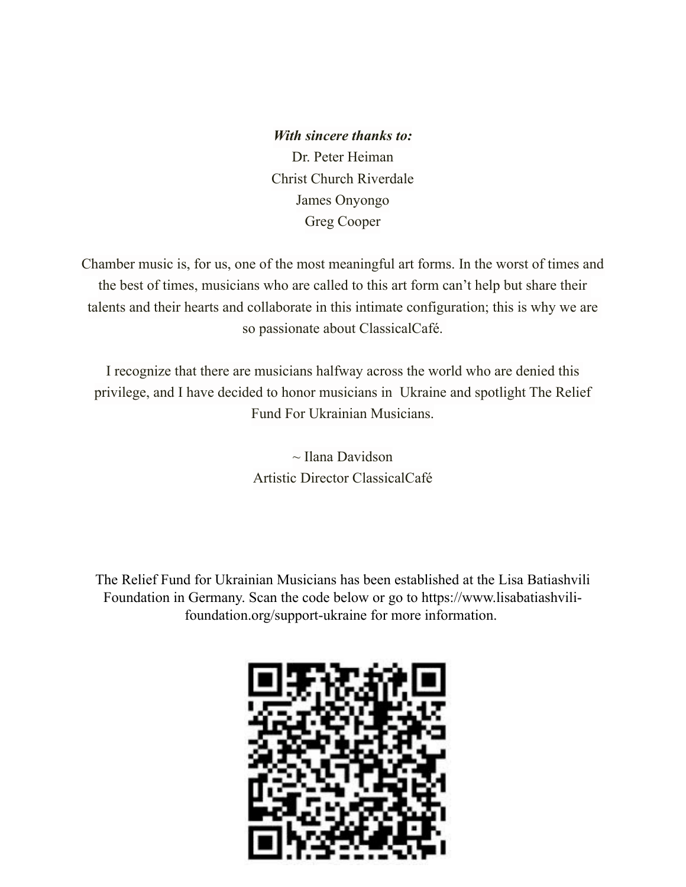***With sincere thanks to:***

Dr. Peter Heiman

Christ Church Riverdale

James Onyongo

Greg Cooper

Chamber music is, for us, one of the most meaningful art forms. In the worst of times and the best of times, musicians who are called to this art form can't help but share their talents and their hearts and collaborate in this intimate configuration; this is why we are so passionate about ClassicalCafé.

I recognize that there are musicians halfway across the world who are denied this privilege, and I have decided to honor musicians in Ukraine and spotlight The Relief Fund For Ukrainian Musicians.

~ Ilana Davidson

Artistic Director ClassicalCafé

The Relief Fund for Ukrainian Musicians has been established at the Lisa Batiashvili Foundation in Germany. Scan the code below or go to https://www.lisabatiashvili-foundation.org/support-ukraine for more information.